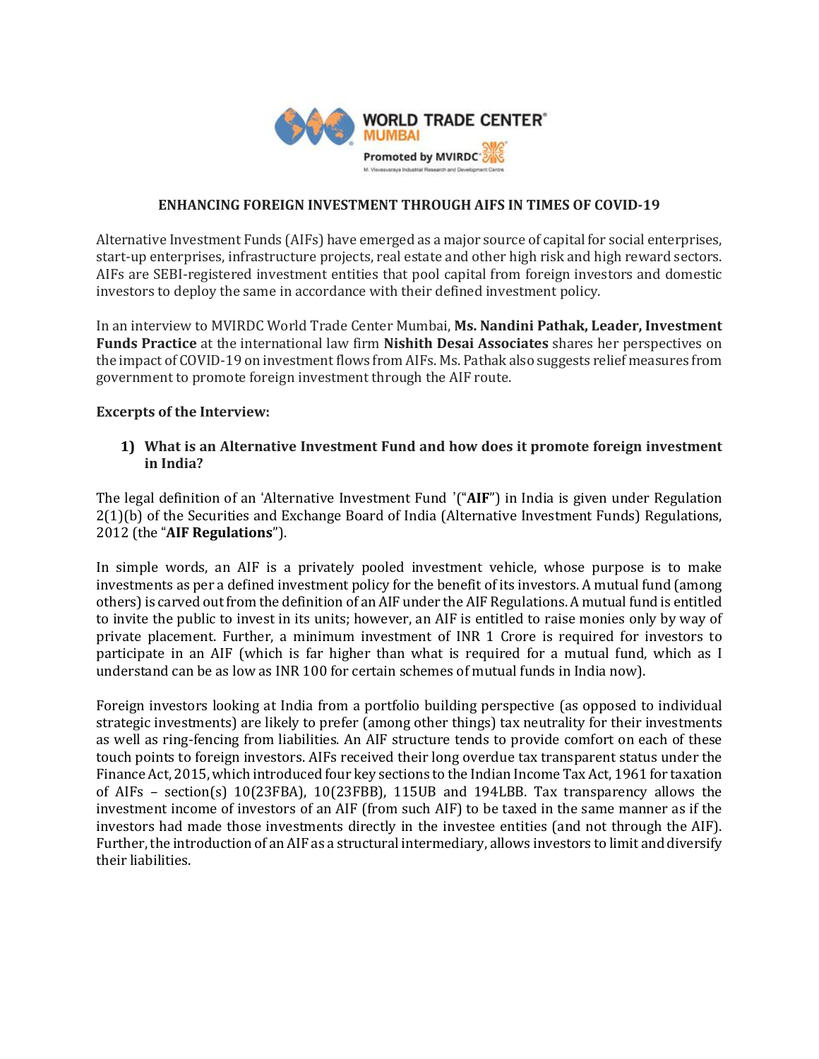## ENHANCING FOREIGN INVESTMENT THROUGH AIFS IN TIMES OF COVID-19

Alternative Investment Funds (AIFs) have emerged as a major source of capital for social enterprises, start-up enterprises, infrastructure projects, real estate and other high risk and high reward sectors. AIFs are SEBI-registered investment entities that pool capital from foreign investors and domestic investors to deploy the same in accordance with their defined investment policy.

In an interview to MVIRDC World Trade Center Mumbai, **Ms. Nandini Pathak, Leader, Investment Funds Practice** at the international law firm **Nishith Desai Associates** shares her perspectives on the impact of COVID-19 on investment flows from AIFs. Ms. Pathak also suggests relief measures from government to promote foreign investment through the AIF route.

**Excerpts of the Interview:**

1) **What is an Alternative Investment Fund and how does it promote foreign investment in India?**

The legal definition of an 'Alternative Investment Fund '("**AIF**") in India is given under Regulation 2(1)(b) of the Securities and Exchange Board of India (Alternative Investment Funds) Regulations, 2012 (the "**AIF Regulations**").

In simple words, an AIF is a privately pooled investment vehicle, whose purpose is to make investments as per a defined investment policy for the benefit of its investors. A mutual fund (among others) is carved out from the definition of an AIF under the AIF Regulations. A mutual fund is entitled to invite the public to invest in its units; however, an AIF is entitled to raise monies only by way of private placement. Further, a minimum investment of INR 1 Crore is required for investors to participate in an AIF (which is far higher than what is required for a mutual fund, which as I understand can be as low as INR 100 for certain schemes of mutual funds in India now).

Foreign investors looking at India from a portfolio building perspective (as opposed to individual strategic investments) are likely to prefer (among other things) tax neutrality for their investments as well as ring-fencing from liabilities. An AIF structure tends to provide comfort on each of these touch points to foreign investors. AIFs received their long overdue tax transparent status under the Finance Act, 2015, which introduced four key sections to the Indian Income Tax Act, 1961 for taxation of AIFs – section(s) 10(23FBA), 10(23FBB), 115UB and 194LBB. Tax transparency allows the investment income of investors of an AIF (from such AIF) to be taxed in the same manner as if the investors had made those investments directly in the investee entities (and not through the AIF). Further, the introduction of an AIF as a structural intermediary, allows investors to limit and diversify their liabilities.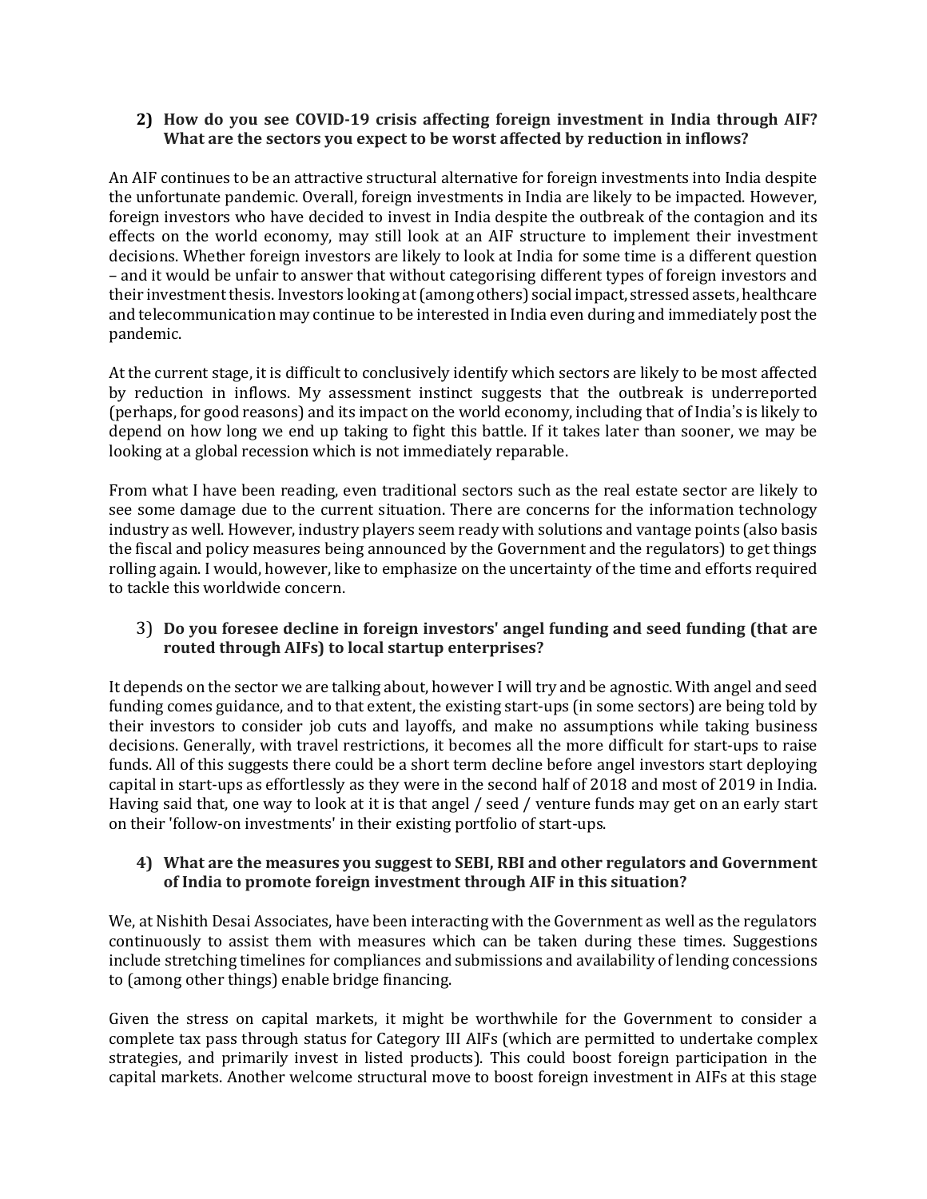**2) How do you see COVID-19 crisis affecting foreign investment in India through AIF? What are the sectors you expect to be worst affected by reduction in inflows?**

An AIF continues to be an attractive structural alternative for foreign investments into India despite the unfortunate pandemic. Overall, foreign investments in India are likely to be impacted. However, foreign investors who have decided to invest in India despite the outbreak of the contagion and its effects on the world economy, may still look at an AIF structure to implement their investment decisions. Whether foreign investors are likely to look at India for some time is a different question – and it would be unfair to answer that without categorising different types of foreign investors and their investment thesis. Investors looking at (among others) social impact, stressed assets, healthcare and telecommunication may continue to be interested in India even during and immediately post the pandemic.

At the current stage, it is difficult to conclusively identify which sectors are likely to be most affected by reduction in inflows. My assessment instinct suggests that the outbreak is underreported (perhaps, for good reasons) and its impact on the world economy, including that of India's is likely to depend on how long we end up taking to fight this battle. If it takes later than sooner, we may be looking at a global recession which is not immediately reparable.

From what I have been reading, even traditional sectors such as the real estate sector are likely to see some damage due to the current situation. There are concerns for the information technology industry as well. However, industry players seem ready with solutions and vantage points (also basis the fiscal and policy measures being announced by the Government and the regulators) to get things rolling again. I would, however, like to emphasize on the uncertainty of the time and efforts required to tackle this worldwide concern.

3) **Do you foresee decline in foreign investors' angel funding and seed funding (that are routed through AIFs) to local startup enterprises?**

It depends on the sector we are talking about, however I will try and be agnostic. With angel and seed funding comes guidance, and to that extent, the existing start-ups (in some sectors) are being told by their investors to consider job cuts and layoffs, and make no assumptions while taking business decisions. Generally, with travel restrictions, it becomes all the more difficult for start-ups to raise funds. All of this suggests there could be a short term decline before angel investors start deploying capital in start-ups as effortlessly as they were in the second half of 2018 and most of 2019 in India. Having said that, one way to look at it is that angel / seed / venture funds may get on an early start on their 'follow-on investments' in their existing portfolio of start-ups.

**4) What are the measures you suggest to SEBI, RBI and other regulators and Government of India to promote foreign investment through AIF in this situation?**

We, at Nishith Desai Associates, have been interacting with the Government as well as the regulators continuously to assist them with measures which can be taken during these times. Suggestions include stretching timelines for compliances and submissions and availability of lending concessions to (among other things) enable bridge financing.

Given the stress on capital markets, it might be worthwhile for the Government to consider a complete tax pass through status for Category III AIFs (which are permitted to undertake complex strategies, and primarily invest in listed products). This could boost foreign participation in the capital markets. Another welcome structural move to boost foreign investment in AIFs at this stage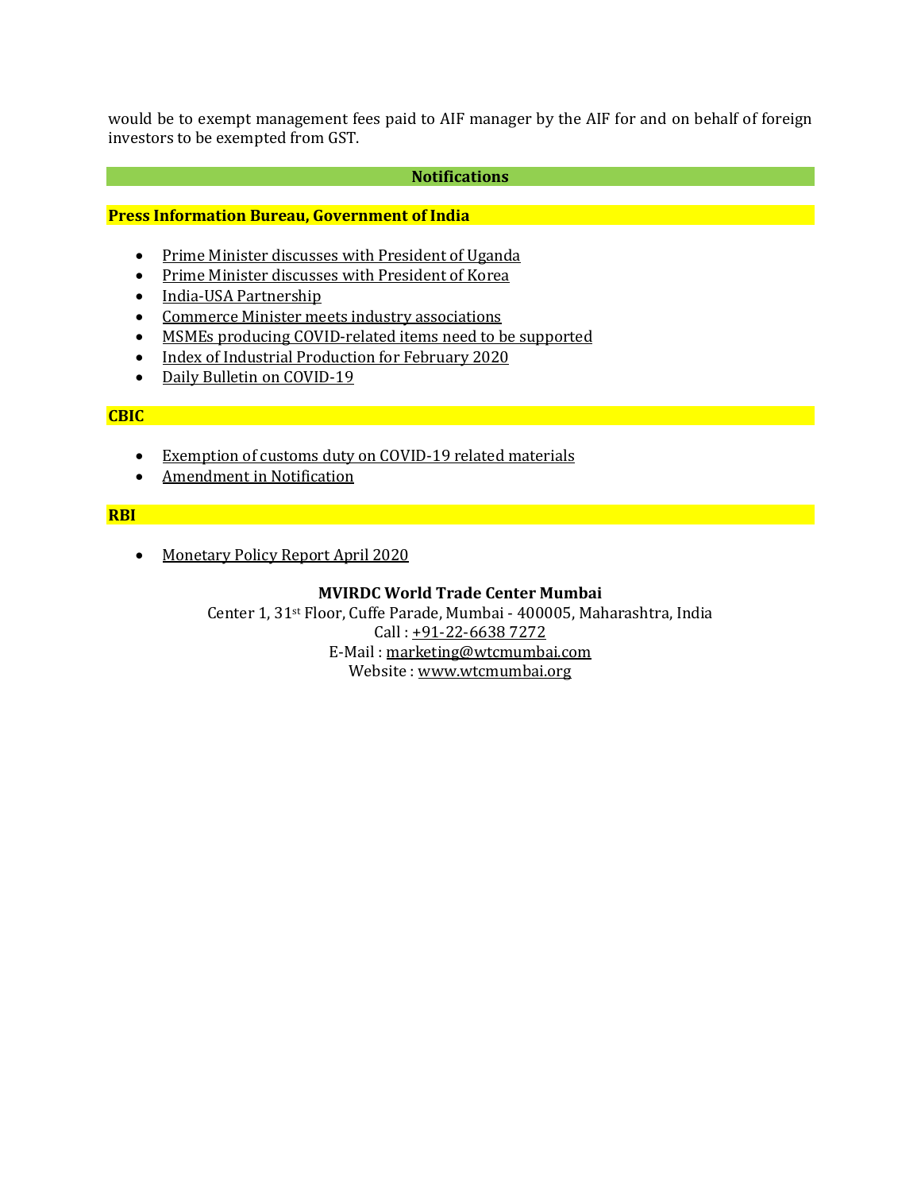would be to exempt management fees paid to AIF manager by the AIF for and on behalf of foreign investors to be exempted from GST.

## Notifications

### Press Information Bureau, Government of India

- Prime Minister discusses with President of Uganda
- Prime Minister discusses with President of Korea
- India-USA Partnership
- Commerce Minister meets industry associations
- MSMEs producing COVID-related items need to be supported
- Index of Industrial Production for February 2020
- Daily Bulletin on COVID-19

### CBIC

- Exemption of customs duty on COVID-19 related materials
- Amendment in Notification

### RBI

- Monetary Policy Report April 2020

**MVIRDC World Trade Center Mumbai**
Center 1, 31st Floor, Cuffe Parade, Mumbai - 400005, Maharashtra, India
Call : +91-22-6638 7272
E-Mail : marketing@wtcmumbai.com
Website : www.wtcmumbai.org